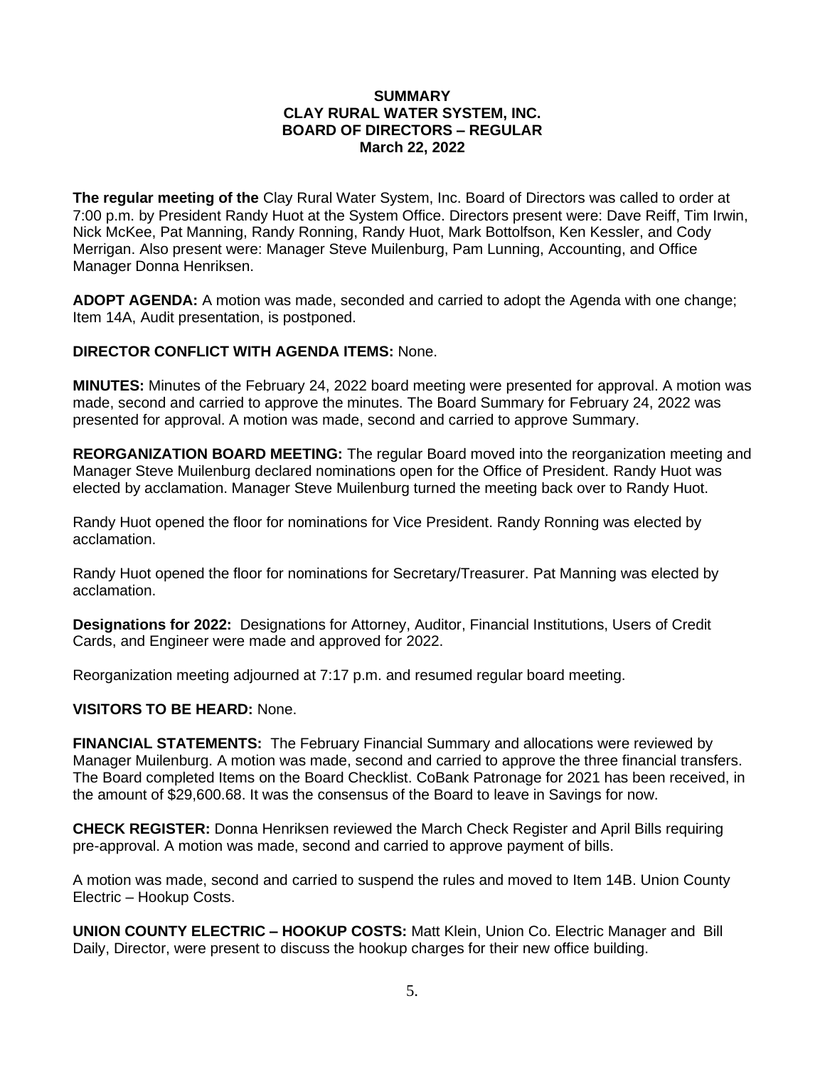**SUMMARY**
**CLAY RURAL WATER SYSTEM, INC.**
**BOARD OF DIRECTORS – REGULAR**
**March 22, 2022**

**The regular meeting of the** Clay Rural Water System, Inc. Board of Directors was called to order at 7:00 p.m. by President Randy Huot at the System Office. Directors present were: Dave Reiff, Tim Irwin, Nick McKee, Pat Manning, Randy Ronning, Randy Huot, Mark Bottolfson, Ken Kessler, and Cody Merrigan. Also present were: Manager Steve Muilenburg, Pam Lunning, Accounting, and Office Manager Donna Henriksen.

**ADOPT AGENDA:** A motion was made, seconded and carried to adopt the Agenda with one change; Item 14A, Audit presentation, is postponed.

**DIRECTOR CONFLICT WITH AGENDA ITEMS:** None.

**MINUTES:** Minutes of the February 24, 2022 board meeting were presented for approval. A motion was made, second and carried to approve the minutes. The Board Summary for February 24, 2022 was presented for approval. A motion was made, second and carried to approve Summary.

**REORGANIZATION BOARD MEETING:** The regular Board moved into the reorganization meeting and Manager Steve Muilenburg declared nominations open for the Office of President. Randy Huot was elected by acclamation. Manager Steve Muilenburg turned the meeting back over to Randy Huot.

Randy Huot opened the floor for nominations for Vice President. Randy Ronning was elected by acclamation.

Randy Huot opened the floor for nominations for Secretary/Treasurer. Pat Manning was elected by acclamation.

**Designations for 2022:** Designations for Attorney, Auditor, Financial Institutions, Users of Credit Cards, and Engineer were made and approved for 2022.

Reorganization meeting adjourned at 7:17 p.m. and resumed regular board meeting.

**VISITORS TO BE HEARD:** None.

**FINANCIAL STATEMENTS:** The February Financial Summary and allocations were reviewed by Manager Muilenburg. A motion was made, second and carried to approve the three financial transfers. The Board completed Items on the Board Checklist. CoBank Patronage for 2021 has been received, in the amount of $29,600.68. It was the consensus of the Board to leave in Savings for now.

**CHECK REGISTER:** Donna Henriksen reviewed the March Check Register and April Bills requiring pre-approval. A motion was made, second and carried to approve payment of bills.

A motion was made, second and carried to suspend the rules and moved to Item 14B. Union County Electric – Hookup Costs.

**UNION COUNTY ELECTRIC – HOOKUP COSTS:** Matt Klein, Union Co. Electric Manager and Bill Daily, Director, were present to discuss the hookup charges for their new office building.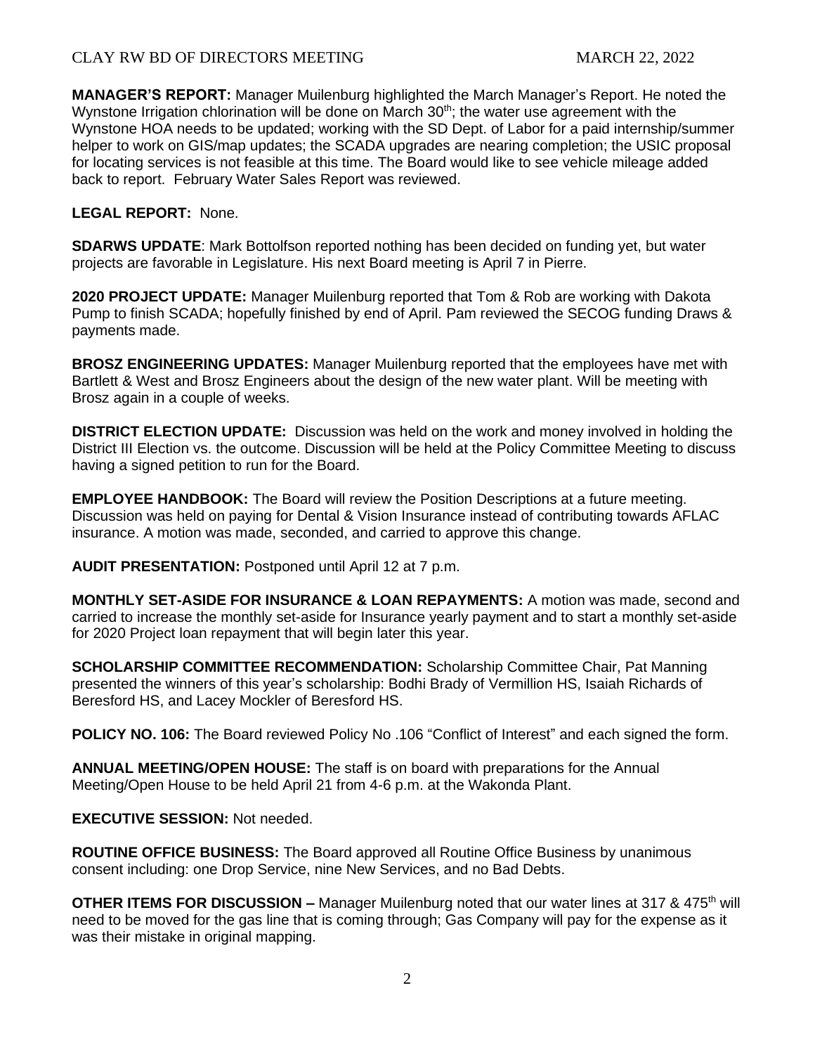**MANAGER'S REPORT:** Manager Muilenburg highlighted the March Manager's Report. He noted the Wynstone Irrigation chlorination will be done on March 30th; the water use agreement with the Wynstone HOA needs to be updated; working with the SD Dept. of Labor for a paid internship/summer helper to work on GIS/map updates; the SCADA upgrades are nearing completion; the USIC proposal for locating services is not feasible at this time. The Board would like to see vehicle mileage added back to report. February Water Sales Report was reviewed.

**LEGAL REPORT:** None.

**SDARWS UPDATE**: Mark Bottolfson reported nothing has been decided on funding yet, but water projects are favorable in Legislature. His next Board meeting is April 7 in Pierre.

**2020 PROJECT UPDATE:** Manager Muilenburg reported that Tom & Rob are working with Dakota Pump to finish SCADA; hopefully finished by end of April. Pam reviewed the SECOG funding Draws & payments made.

**BROSZ ENGINEERING UPDATES:** Manager Muilenburg reported that the employees have met with Bartlett & West and Brosz Engineers about the design of the new water plant. Will be meeting with Brosz again in a couple of weeks.

**DISTRICT ELECTION UPDATE:** Discussion was held on the work and money involved in holding the District III Election vs. the outcome. Discussion will be held at the Policy Committee Meeting to discuss having a signed petition to run for the Board.

**EMPLOYEE HANDBOOK:** The Board will review the Position Descriptions at a future meeting. Discussion was held on paying for Dental & Vision Insurance instead of contributing towards AFLAC insurance. A motion was made, seconded, and carried to approve this change.

**AUDIT PRESENTATION:** Postponed until April 12 at 7 p.m.

**MONTHLY SET-ASIDE FOR INSURANCE & LOAN REPAYMENTS:** A motion was made, second and carried to increase the monthly set-aside for Insurance yearly payment and to start a monthly set-aside for 2020 Project loan repayment that will begin later this year.

**SCHOLARSHIP COMMITTEE RECOMMENDATION:** Scholarship Committee Chair, Pat Manning presented the winners of this year's scholarship: Bodhi Brady of Vermillion HS, Isaiah Richards of Beresford HS, and Lacey Mockler of Beresford HS.

**POLICY NO. 106:** The Board reviewed Policy No .106 "Conflict of Interest" and each signed the form.

**ANNUAL MEETING/OPEN HOUSE:** The staff is on board with preparations for the Annual Meeting/Open House to be held April 21 from 4-6 p.m. at the Wakonda Plant.

**EXECUTIVE SESSION:** Not needed.

**ROUTINE OFFICE BUSINESS:** The Board approved all Routine Office Business by unanimous consent including: one Drop Service, nine New Services, and no Bad Debts.

**OTHER ITEMS FOR DISCUSSION –** Manager Muilenburg noted that our water lines at 317 & 475th will need to be moved for the gas line that is coming through; Gas Company will pay for the expense as it was their mistake in original mapping.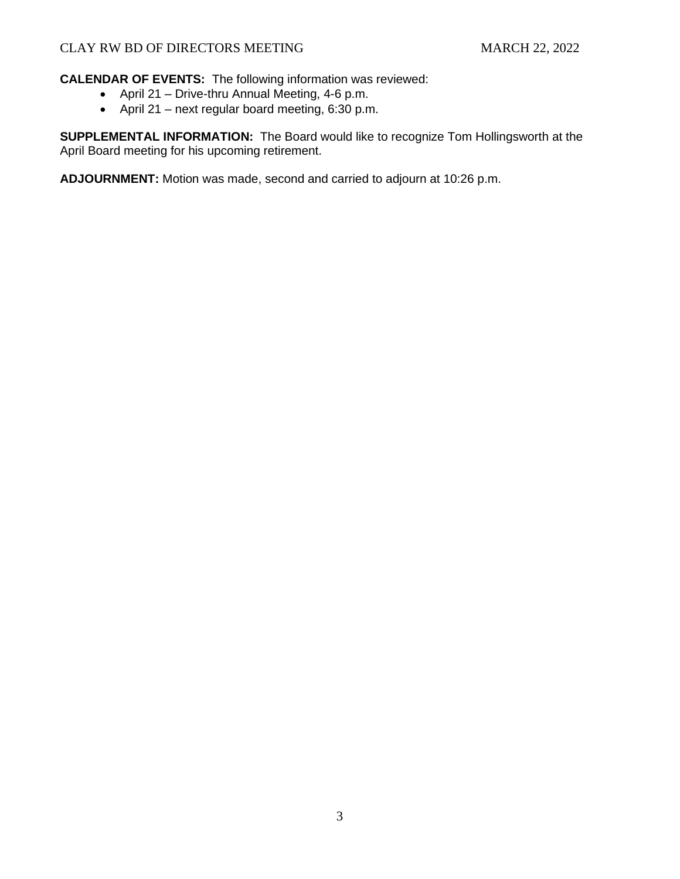**CALENDAR OF EVENTS:** The following information was reviewed:

- April 21 – Drive-thru Annual Meeting, 4-6 p.m.
- April 21 – next regular board meeting, 6:30 p.m.

**SUPPLEMENTAL INFORMATION:** The Board would like to recognize Tom Hollingsworth at the April Board meeting for his upcoming retirement.

**ADJOURNMENT:** Motion was made, second and carried to adjourn at 10:26 p.m.